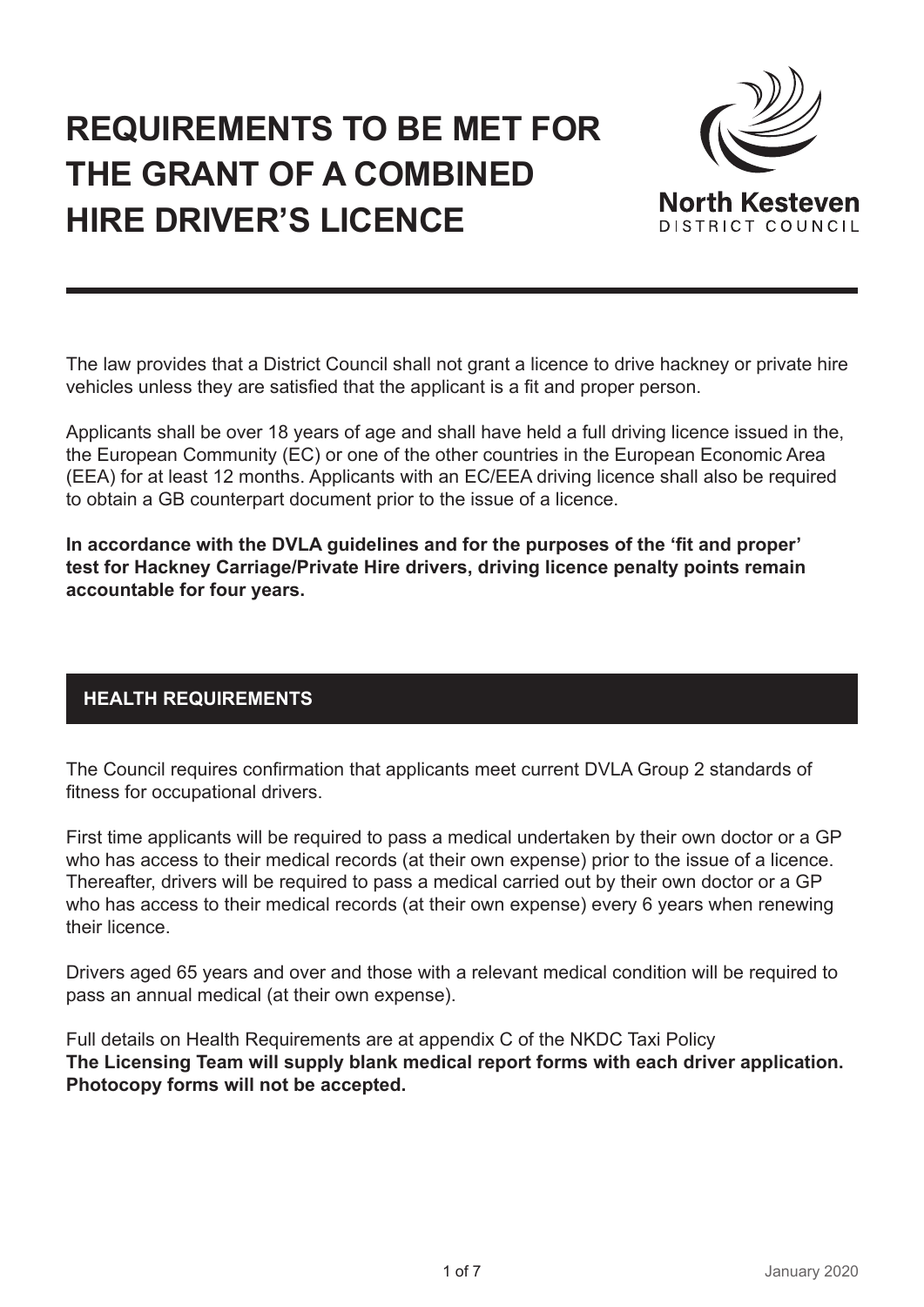# REQUIREMENTS TO BE MET FOR THE GRANT OF A COMBINED HIRE DRIVER'S LICENCE

North Kesteven
DISTRICT COUNCIL

The law provides that a District Council shall not grant a licence to drive hackney or private hire vehicles unless they are satisfied that the applicant is a fit and proper person.

Applicants shall be over 18 years of age and shall have held a full driving licence issued in the, the European Community (EC) or one of the other countries in the European Economic Area (EEA) for at least 12 months. Applicants with an EC/EEA driving licence shall also be required to obtain a GB counterpart document prior to the issue of a licence.

**In accordance with the DVLA guidelines and for the purposes of the 'fit and proper' test for Hackney Carriage/Private Hire drivers, driving licence penalty points remain accountable for four years.**

## HEALTH REQUIREMENTS

The Council requires confirmation that applicants meet current DVLA Group 2 standards of fitness for occupational drivers.

First time applicants will be required to pass a medical undertaken by their own doctor or a GP who has access to their medical records (at their own expense) prior to the issue of a licence. Thereafter, drivers will be required to pass a medical carried out by their own doctor or a GP who has access to their medical records (at their own expense) every 6 years when renewing their licence.

Drivers aged 65 years and over and those with a relevant medical condition will be required to pass an annual medical (at their own expense).

Full details on Health Requirements are at appendix C of the NKDC Taxi Policy
**The Licensing Team will supply blank medical report forms with each driver application. Photocopy forms will not be accepted.**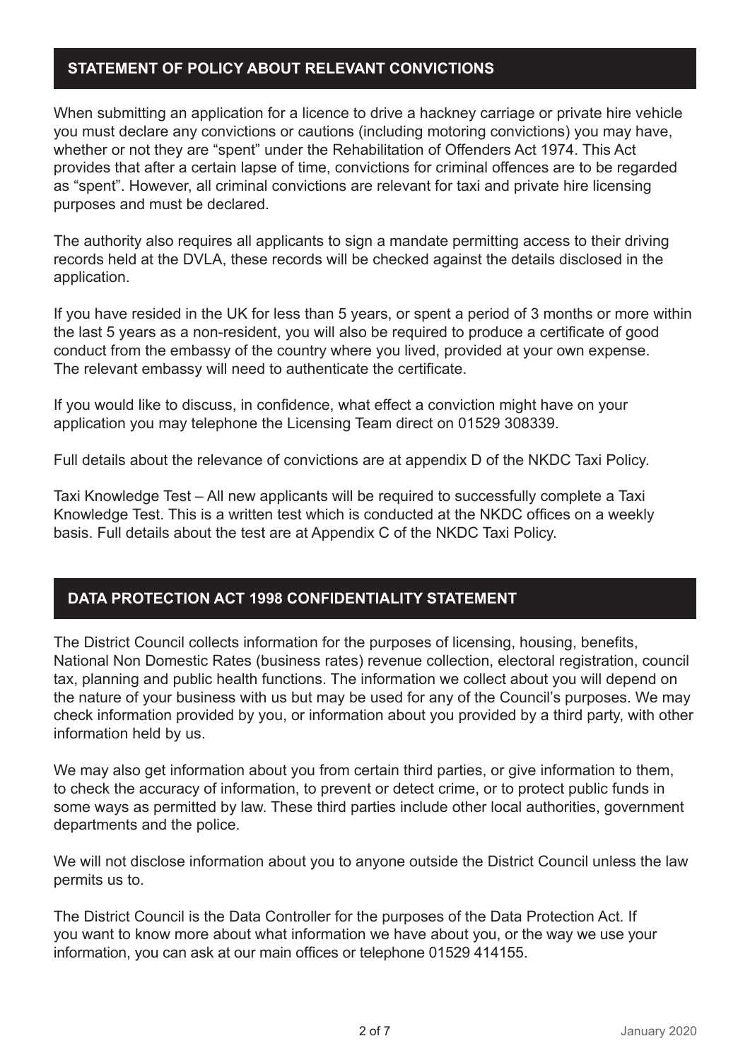## STATEMENT OF POLICY ABOUT RELEVANT CONVICTIONS

When submitting an application for a licence to drive a hackney carriage or private hire vehicle you must declare any convictions or cautions (including motoring convictions) you may have, whether or not they are "spent" under the Rehabilitation of Offenders Act 1974. This Act provides that after a certain lapse of time, convictions for criminal offences are to be regarded as "spent". However, all criminal convictions are relevant for taxi and private hire licensing purposes and must be declared.

The authority also requires all applicants to sign a mandate permitting access to their driving records held at the DVLA, these records will be checked against the details disclosed in the application.

If you have resided in the UK for less than 5 years, or spent a period of 3 months or more within the last 5 years as a non-resident, you will also be required to produce a certificate of good conduct from the embassy of the country where you lived, provided at your own expense. The relevant embassy will need to authenticate the certificate.

If you would like to discuss, in confidence, what effect a conviction might have on your application you may telephone the Licensing Team direct on 01529 308339.

Full details about the relevance of convictions are at appendix D of the NKDC Taxi Policy.

Taxi Knowledge Test – All new applicants will be required to successfully complete a Taxi Knowledge Test. This is a written test which is conducted at the NKDC offices on a weekly basis. Full details about the test are at Appendix C of the NKDC Taxi Policy.

## DATA PROTECTION ACT 1998 CONFIDENTIALITY STATEMENT

The District Council collects information for the purposes of licensing, housing, benefits, National Non Domestic Rates (business rates) revenue collection, electoral registration, council tax, planning and public health functions. The information we collect about you will depend on the nature of your business with us but may be used for any of the Council's purposes. We may check information provided by you, or information about you provided by a third party, with other information held by us.

We may also get information about you from certain third parties, or give information to them, to check the accuracy of information, to prevent or detect crime, or to protect public funds in some ways as permitted by law. These third parties include other local authorities, government departments and the police.

We will not disclose information about you to anyone outside the District Council unless the law permits us to.

The District Council is the Data Controller for the purposes of the Data Protection Act. If you want to know more about what information we have about you, or the way we use your information, you can ask at our main offices or telephone 01529 414155.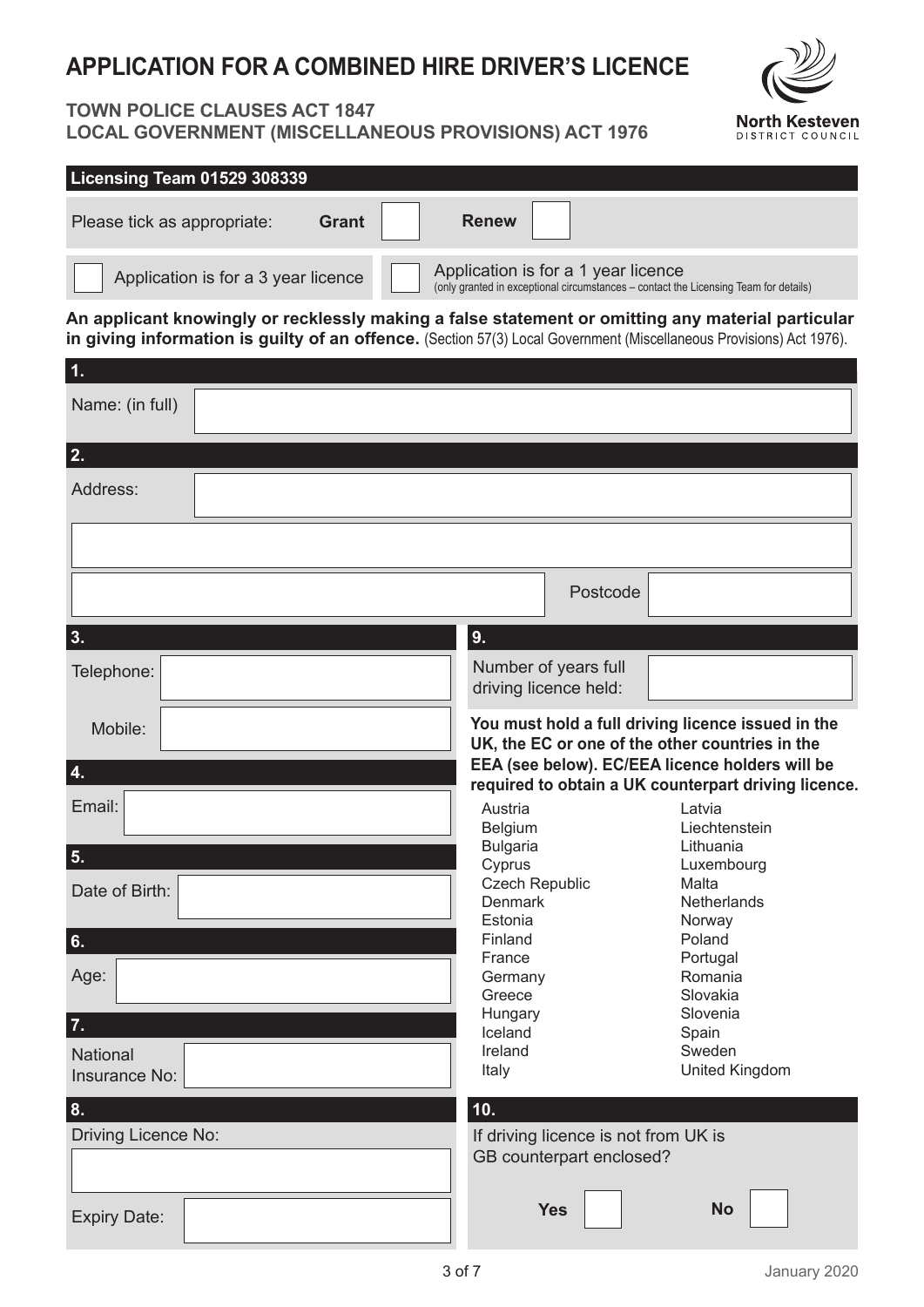# APPLICATION FOR A COMBINED HIRE DRIVER'S LICENCE

**TOWN POLICE CLAUSES ACT 1847**
**LOCAL GOVERNMENT (MISCELLANEOUS PROVISIONS) ACT 1976**

North Kesteven DISTRICT COUNCIL

**Licensing Team 01529 308339**

Please tick as appropriate: **Grant** ☐ **Renew** ☐

☐ Application is for a 3 year licence

☐ Application is for a 1 year licence (only granted in exceptional circumstances – contact the Licensing Team for details)

**An applicant knowingly or recklessly making a false statement or omitting any material particular in giving information is guilty of an offence.** (Section 57(3) Local Government (Miscellaneous Provisions) Act 1976).

**1.**

Name: (in full)

**2.**

Address:

Postcode

**3.**

Telephone:

Mobile:

**4.**

Email:

**5.**

Date of Birth:

**6.**

Age:

**7.**

National Insurance No:

**8.**

Driving Licence No:

Expiry Date:

**9.**

Number of years full driving licence held:

**You must hold a full driving licence issued in the UK, the EC or one of the other countries in the EEA (see below). EC/EEA licence holders will be required to obtain a UK counterpart driving licence.**

| | |
|---|---|
| Austria | Latvia |
| Belgium | Liechtenstein |
| Bulgaria | Lithuania |
| Cyprus | Luxembourg |
| Czech Republic | Malta |
| Denmark | Netherlands |
| Estonia | Norway |
| Finland | Poland |
| France | Portugal |
| Germany | Romania |
| Greece | Slovakia |
| Hungary | Slovenia |
| Iceland | Spain |
| Ireland | Sweden |
| Italy | United Kingdom |

**10.**

If driving licence is not from UK is GB counterpart enclosed?

**Yes** ☐ **No** ☐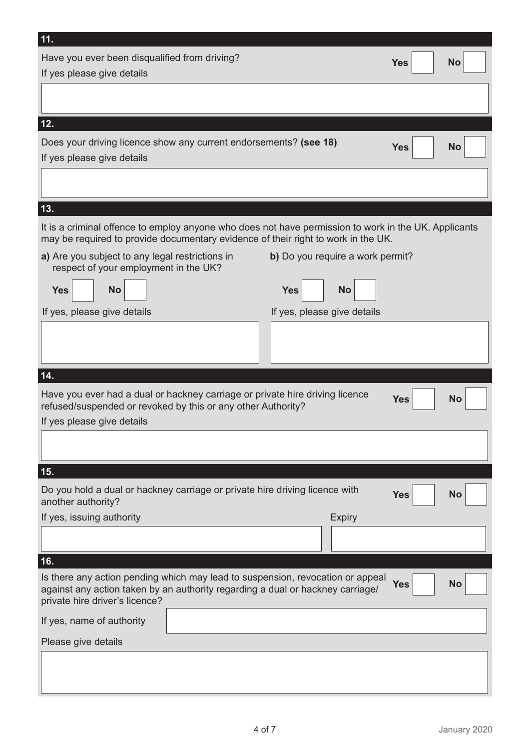## 11.

Have you ever been disqualified from driving? **Yes** ☐ **No** ☐

If yes please give details

## 12.

Does your driving licence show any current endorsements? **(see 18)** **Yes** ☐ **No** ☐

If yes please give details

## 13.

It is a criminal offence to employ anyone who does not have permission to work in the UK. Applicants may be required to provide documentary evidence of their right to work in the UK.

**a)** Are you subject to any legal restrictions in respect of your employment in the UK?

**Yes** ☐ **No** ☐

If yes, please give details

**b)** Do you require a work permit?

**Yes** ☐ **No** ☐

If yes, please give details

## 14.

Have you ever had a dual or hackney carriage or private hire driving licence refused/suspended or revoked by this or any other Authority? **Yes** ☐ **No** ☐

If yes please give details

## 15.

Do you hold a dual or hackney carriage or private hire driving licence with another authority? **Yes** ☐ **No** ☐

If yes, issuing authority

Expiry

## 16.

Is there any action pending which may lead to suspension, revocation or appeal against any action taken by an authority regarding a dual or hackney carriage/ private hire driver's licence? **Yes** ☐ **No** ☐

If yes, name of authority

Please give details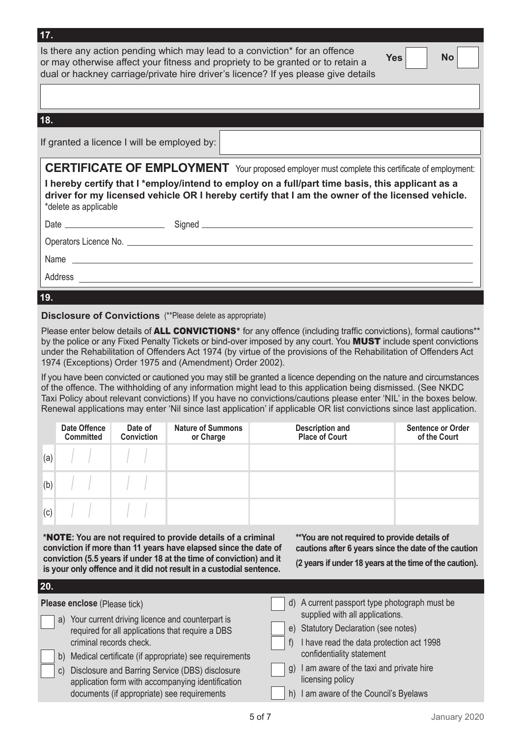## 17.

Is there any action pending which may lead to a conviction* for an offence or may otherwise affect your fitness and propriety to be granted or to retain a dual or hackney carriage/private hire driver's licence? If yes please give details

**Yes** ☐ **No** ☐

## 18.

If granted a licence I will be employed by:

**CERTIFICATE OF EMPLOYMENT** Your proposed employer must complete this certificate of employment:

**I hereby certify that I *employ/intend to employ on a full/part time basis, this applicant as a driver for my licensed vehicle OR I hereby certify that I am the owner of the licensed vehicle.**
*delete as applicable

Date ____________________ Signed ____________________

Operators Licence No. ____________________

Name ____________________

Address ____________________

## 19.

**Disclosure of Convictions** (**Please delete as appropriate)

Please enter below details of **ALL CONVICTIONS*** for any offence (including traffic convictions), formal cautions** by the police or any Fixed Penalty Tickets or bind-over imposed by any court. You **MUST** include spent convictions under the Rehabilitation of Offenders Act 1974 (by virtue of the provisions of the Rehabilitation of Offenders Act 1974 (Exceptions) Order 1975 and (Amendment) Order 2002).

If you have been convicted or cautioned you may still be granted a licence depending on the nature and circumstances of the offence. The withholding of any information might lead to this application being dismissed. (See NKDC Taxi Policy about relevant convictions) If you have no convictions/cautions please enter 'NIL' in the boxes below. Renewal applications may enter 'Nil since last application' if applicable OR list convictions since last application.

| | Date Offence Committed | Date of Conviction | Nature of Summons or Charge | Description and Place of Court | Sentence or Order of the Court |
|---|---|---|---|---|---|
| (a) | / / | / / | | | |
| (b) | / / | / / | | | |
| (c) | / / | / / | | | |

***NOTE: You are not required to provide details of a criminal conviction if more than 11 years have elapsed since the date of conviction (5.5 years if under 18 at the time of conviction) and it is your only offence and it did not result in a custodial sentence.**

****You are not required to provide details of cautions after 6 years since the date of the caution (2 years if under 18 years at the time of the caution).**

## 20.

**Please enclose** (Please tick)

- ☐ a) Your current driving licence and counterpart is required for all applications that require a DBS criminal records check.
- ☐ b) Medical certificate (if appropriate) see requirements
- ☐ c) Disclosure and Barring Service (DBS) disclosure application form with accompanying identification documents (if appropriate) see requirements
- ☐ d) A current passport type photograph must be supplied with all applications.
- ☐ e) Statutory Declaration (see notes)
- ☐ f) I have read the data protection act 1998 confidentiality statement
- ☐ g) I am aware of the taxi and private hire licensing policy
- ☐ h) I am aware of the Council's Byelaws

January 2020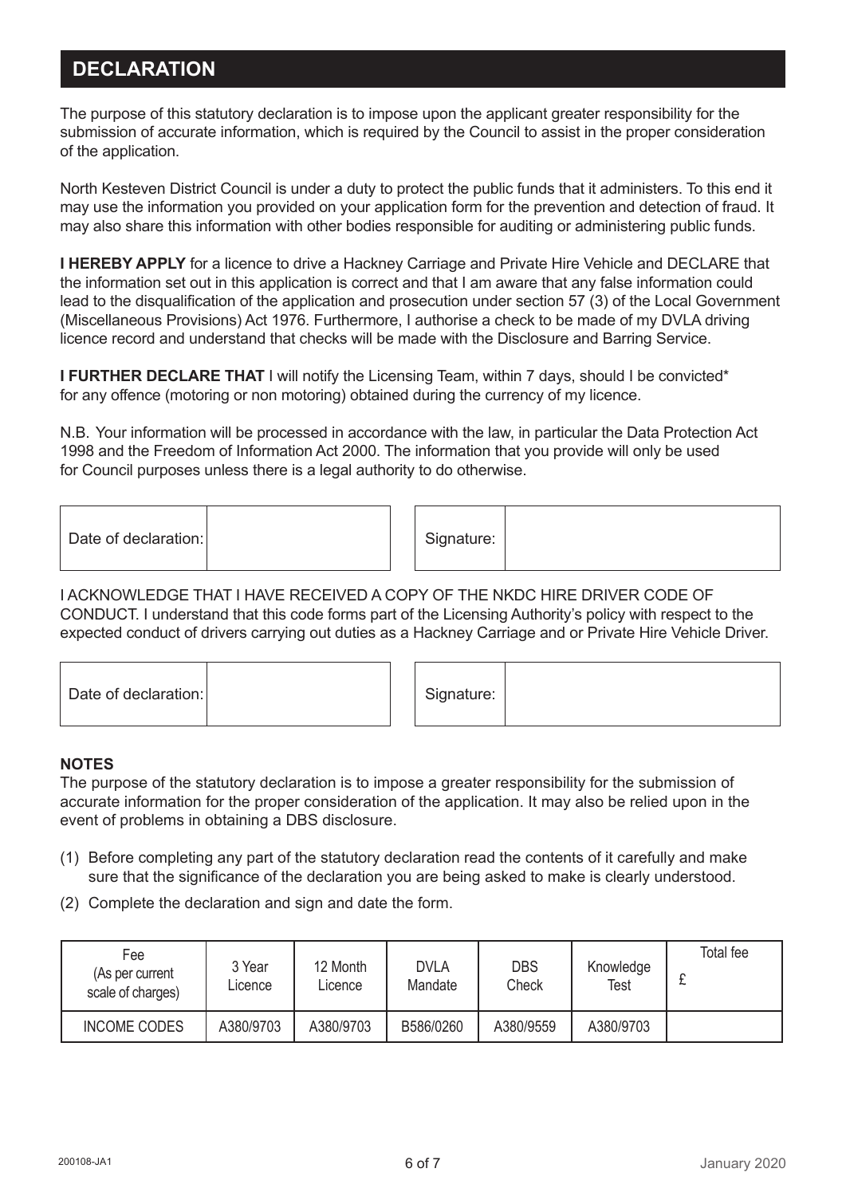## DECLARATION

The purpose of this statutory declaration is to impose upon the applicant greater responsibility for the submission of accurate information, which is required by the Council to assist in the proper consideration of the application.

North Kesteven District Council is under a duty to protect the public funds that it administers. To this end it may use the information you provided on your application form for the prevention and detection of fraud. It may also share this information with other bodies responsible for auditing or administering public funds.

**I HEREBY APPLY** for a licence to drive a Hackney Carriage and Private Hire Vehicle and DECLARE that the information set out in this application is correct and that I am aware that any false information could lead to the disqualification of the application and prosecution under section 57 (3) of the Local Government (Miscellaneous Provisions) Act 1976. Furthermore, I authorise a check to be made of my DVLA driving licence record and understand that checks will be made with the Disclosure and Barring Service.

**I FURTHER DECLARE THAT** I will notify the Licensing Team, within 7 days, should I be convicted* for any offence (motoring or non motoring) obtained during the currency of my licence.

N.B. Your information will be processed in accordance with the law, in particular the Data Protection Act 1998 and the Freedom of Information Act 2000. The information that you provide will only be used for Council purposes unless there is a legal authority to do otherwise.

| Date of declaration: | | | Signature: | |
|---|---|---|---|---|

I ACKNOWLEDGE THAT I HAVE RECEIVED A COPY OF THE NKDC HIRE DRIVER CODE OF CONDUCT. I understand that this code forms part of the Licensing Authority's policy with respect to the expected conduct of drivers carrying out duties as a Hackney Carriage and or Private Hire Vehicle Driver.

| Date of declaration: | | | Signature: | |
|---|---|---|---|---|

**NOTES**

The purpose of the statutory declaration is to impose a greater responsibility for the submission of accurate information for the proper consideration of the application. It may also be relied upon in the event of problems in obtaining a DBS disclosure.

(1) Before completing any part of the statutory declaration read the contents of it carefully and make sure that the significance of the declaration you are being asked to make is clearly understood.

(2) Complete the declaration and sign and date the form.

| Fee (As per current scale of charges) | 3 Year Licence | 12 Month Licence | DVLA Mandate | DBS Check | Knowledge Test | Total fee £ |
|---|---|---|---|---|---|---|
| INCOME CODES | A380/9703 | A380/9703 | B586/0260 | A380/9559 | A380/9703 | |

200108-JA1

January 2020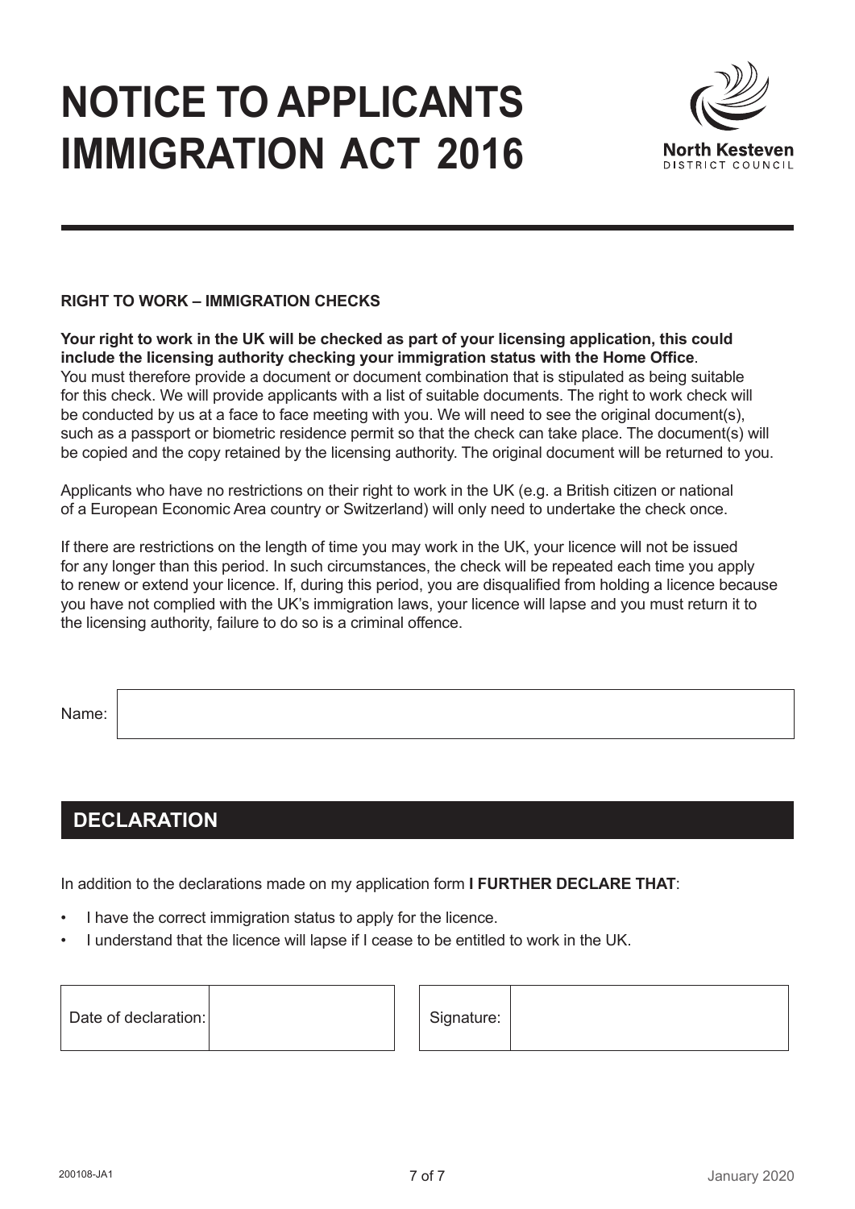# NOTICE TO APPLICANTS IMMIGRATION ACT 2016

North Kesteven
DISTRICT COUNCIL

**RIGHT TO WORK – IMMIGRATION CHECKS**

**Your right to work in the UK will be checked as part of your licensing application, this could include the licensing authority checking your immigration status with the Home Office**. You must therefore provide a document or document combination that is stipulated as being suitable for this check. We will provide applicants with a list of suitable documents. The right to work check will be conducted by us at a face to face meeting with you. We will need to see the original document(s), such as a passport or biometric residence permit so that the check can take place. The document(s) will be copied and the copy retained by the licensing authority. The original document will be returned to you.

Applicants who have no restrictions on their right to work in the UK (e.g. a British citizen or national of a European Economic Area country or Switzerland) will only need to undertake the check once.

If there are restrictions on the length of time you may work in the UK, your licence will not be issued for any longer than this period. In such circumstances, the check will be repeated each time you apply to renew or extend your licence. If, during this period, you are disqualified from holding a licence because you have not complied with the UK's immigration laws, your licence will lapse and you must return it to the licensing authority, failure to do so is a criminal offence.

| | |
|---|---|
| Name: | |

## DECLARATION

In addition to the declarations made on my application form **I FURTHER DECLARE THAT**:

- I have the correct immigration status to apply for the licence.
- I understand that the licence will lapse if I cease to be entitled to work in the UK.

| | | | |
|---|---|---|---|
| Date of declaration: | | Signature: | |

200108-JA1

January 2020